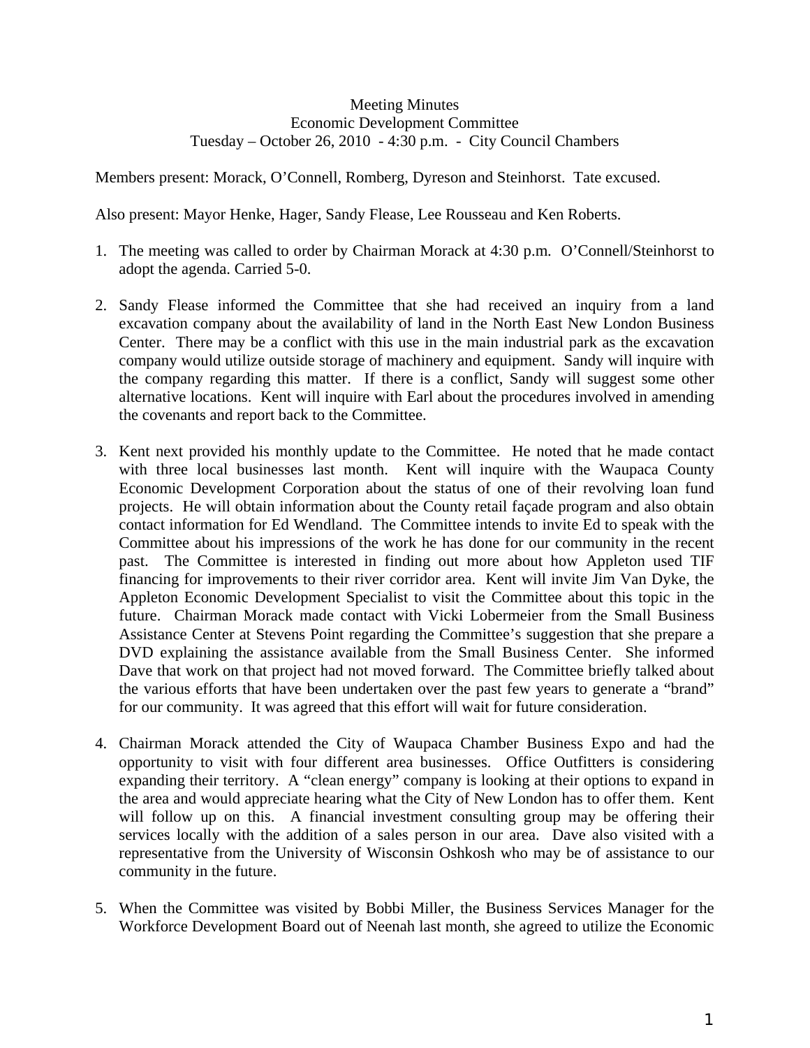Meeting Minutes
Economic Development Committee
Tuesday – October 26, 2010 - 4:30 p.m. - City Council Chambers

Members present: Morack, O'Connell, Romberg, Dyreson and Steinhorst. Tate excused.

Also present: Mayor Henke, Hager, Sandy Flease, Lee Rousseau and Ken Roberts.

1. The meeting was called to order by Chairman Morack at 4:30 p.m. O'Connell/Steinhorst to adopt the agenda. Carried 5-0.

2. Sandy Flease informed the Committee that she had received an inquiry from a land excavation company about the availability of land in the North East New London Business Center. There may be a conflict with this use in the main industrial park as the excavation company would utilize outside storage of machinery and equipment. Sandy will inquire with the company regarding this matter. If there is a conflict, Sandy will suggest some other alternative locations. Kent will inquire with Earl about the procedures involved in amending the covenants and report back to the Committee.

3. Kent next provided his monthly update to the Committee. He noted that he made contact with three local businesses last month. Kent will inquire with the Waupaca County Economic Development Corporation about the status of one of their revolving loan fund projects. He will obtain information about the County retail façade program and also obtain contact information for Ed Wendland. The Committee intends to invite Ed to speak with the Committee about his impressions of the work he has done for our community in the recent past. The Committee is interested in finding out more about how Appleton used TIF financing for improvements to their river corridor area. Kent will invite Jim Van Dyke, the Appleton Economic Development Specialist to visit the Committee about this topic in the future. Chairman Morack made contact with Vicki Lobermeier from the Small Business Assistance Center at Stevens Point regarding the Committee's suggestion that she prepare a DVD explaining the assistance available from the Small Business Center. She informed Dave that work on that project had not moved forward. The Committee briefly talked about the various efforts that have been undertaken over the past few years to generate a "brand" for our community. It was agreed that this effort will wait for future consideration.

4. Chairman Morack attended the City of Waupaca Chamber Business Expo and had the opportunity to visit with four different area businesses. Office Outfitters is considering expanding their territory. A "clean energy" company is looking at their options to expand in the area and would appreciate hearing what the City of New London has to offer them. Kent will follow up on this. A financial investment consulting group may be offering their services locally with the addition of a sales person in our area. Dave also visited with a representative from the University of Wisconsin Oshkosh who may be of assistance to our community in the future.

5. When the Committee was visited by Bobbi Miller, the Business Services Manager for the Workforce Development Board out of Neenah last month, she agreed to utilize the Economic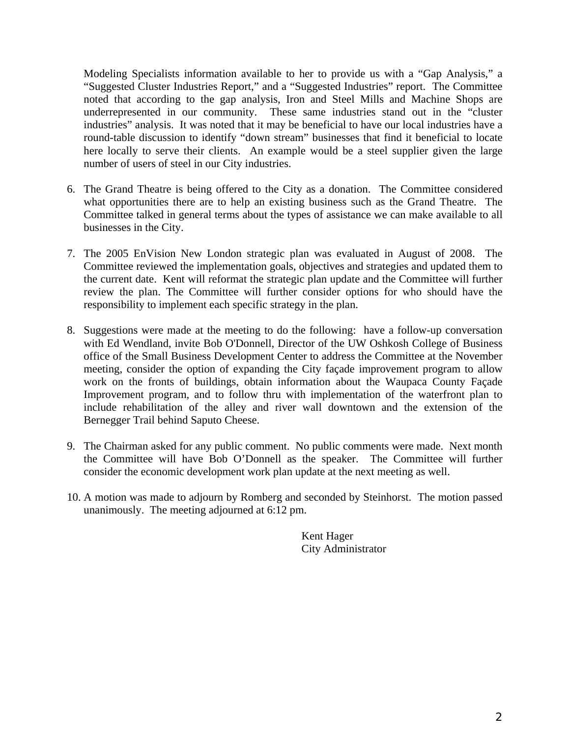Modeling Specialists information available to her to provide us with a "Gap Analysis," a "Suggested Cluster Industries Report," and a "Suggested Industries" report. The Committee noted that according to the gap analysis, Iron and Steel Mills and Machine Shops are underrepresented in our community. These same industries stand out in the "cluster industries" analysis. It was noted that it may be beneficial to have our local industries have a round-table discussion to identify "down stream" businesses that find it beneficial to locate here locally to serve their clients. An example would be a steel supplier given the large number of users of steel in our City industries.

6. The Grand Theatre is being offered to the City as a donation. The Committee considered what opportunities there are to help an existing business such as the Grand Theatre. The Committee talked in general terms about the types of assistance we can make available to all businesses in the City.

7. The 2005 EnVision New London strategic plan was evaluated in August of 2008. The Committee reviewed the implementation goals, objectives and strategies and updated them to the current date. Kent will reformat the strategic plan update and the Committee will further review the plan. The Committee will further consider options for who should have the responsibility to implement each specific strategy in the plan.

8. Suggestions were made at the meeting to do the following: have a follow-up conversation with Ed Wendland, invite Bob O'Donnell, Director of the UW Oshkosh College of Business office of the Small Business Development Center to address the Committee at the November meeting, consider the option of expanding the City façade improvement program to allow work on the fronts of buildings, obtain information about the Waupaca County Façade Improvement program, and to follow thru with implementation of the waterfront plan to include rehabilitation of the alley and river wall downtown and the extension of the Bernegger Trail behind Saputo Cheese.

9. The Chairman asked for any public comment. No public comments were made. Next month the Committee will have Bob O'Donnell as the speaker. The Committee will further consider the economic development work plan update at the next meeting as well.

10. A motion was made to adjourn by Romberg and seconded by Steinhorst. The motion passed unanimously. The meeting adjourned at 6:12 pm.

Kent Hager
City Administrator